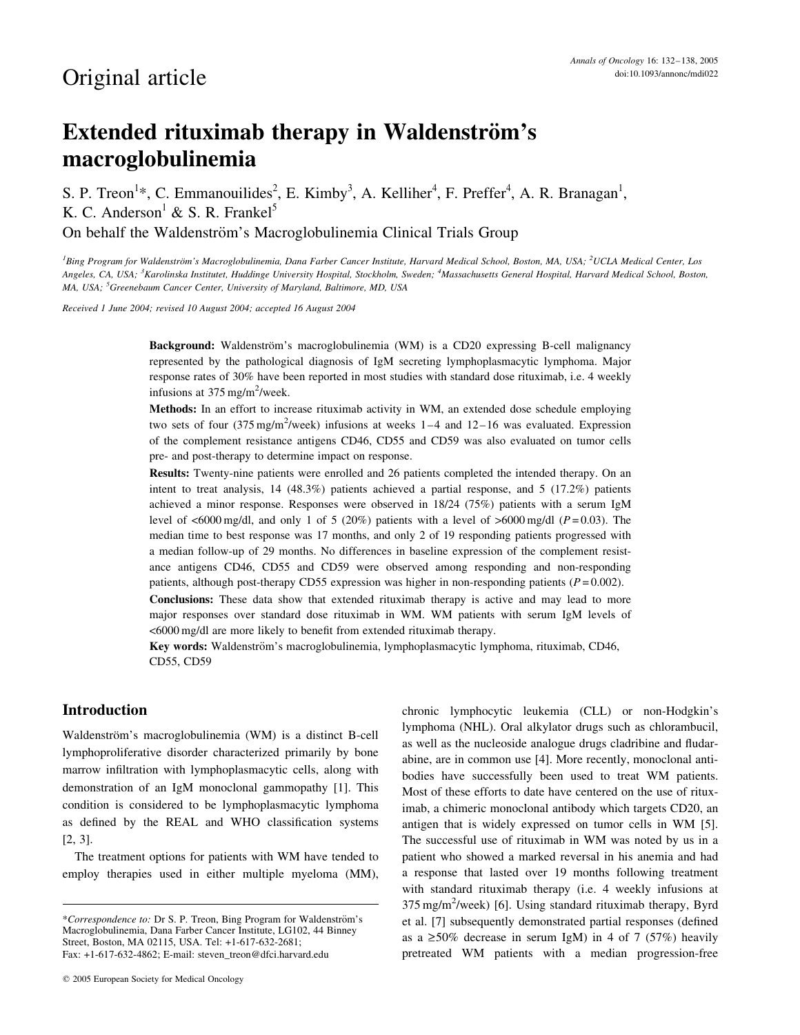Original article

# Extended rituximab therapy in Waldenström's macroglobulinemia

S. P. Treon[1]*, C. Emmanouilides[2], E. Kimby[3], A. Kelliher[4], F. Preffer[4], A. R. Branagan[1], K. C. Anderson[1] & S. R. Frankel[5]

On behalf the Waldenström's Macroglobulinemia Clinical Trials Group

[1]Bing Program for Waldenström's Macroglobulinemia, Dana Farber Cancer Institute, Harvard Medical School, Boston, MA, USA; [2]UCLA Medical Center, Los Angeles, CA, USA; [3]Karolinska Institutet, Huddinge University Hospital, Stockholm, Sweden; [4]Massachusetts General Hospital, Harvard Medical School, Boston, MA, USA; [5]Greenebaum Cancer Center, University of Maryland, Baltimore, MD, USA

*Received 1 June 2004; revised 10 August 2004; accepted 16 August 2004*

**Background:** Waldenström's macroglobulinemia (WM) is a CD20 expressing B-cell malignancy represented by the pathological diagnosis of IgM secreting lymphoplasmacytic lymphoma. Major response rates of 30% have been reported in most studies with standard dose rituximab, i.e. 4 weekly infusions at 375 mg/m$^2$/week.

**Methods:** In an effort to increase rituximab activity in WM, an extended dose schedule employing two sets of four (375 mg/m$^2$/week) infusions at weeks 1–4 and 12–16 was evaluated. Expression of the complement resistance antigens CD46, CD55 and CD59 was also evaluated on tumor cells pre- and post-therapy to determine impact on response.

**Results:** Twenty-nine patients were enrolled and 26 patients completed the intended therapy. On an intent to treat analysis, 14 (48.3%) patients achieved a partial response, and 5 (17.2%) patients achieved a minor response. Responses were observed in 18/24 (75%) patients with a serum IgM level of <6000 mg/dl, and only 1 of 5 (20%) patients with a level of >6000 mg/dl ($P = 0.03$). The median time to best response was 17 months, and only 2 of 19 responding patients progressed with a median follow-up of 29 months. No differences in baseline expression of the complement resistance antigens CD46, CD55 and CD59 were observed among responding and non-responding patients, although post-therapy CD55 expression was higher in non-responding patients ($P = 0.002$).

**Conclusions:** These data show that extended rituximab therapy is active and may lead to more major responses over standard dose rituximab in WM. WM patients with serum IgM levels of <6000 mg/dl are more likely to benefit from extended rituximab therapy.

**Key words:** Waldenström's macroglobulinemia, lymphoplasmacytic lymphoma, rituximab, CD46, CD55, CD59

## Introduction

Waldenström's macroglobulinemia (WM) is a distinct B-cell lymphoproliferative disorder characterized primarily by bone marrow infiltration with lymphoplasmacytic cells, along with demonstration of an IgM monoclonal gammopathy [1]. This condition is considered to be lymphoplasmacytic lymphoma as defined by the REAL and WHO classification systems [2, 3].

The treatment options for patients with WM have tended to employ therapies used in either multiple myeloma (MM), chronic lymphocytic leukemia (CLL) or non-Hodgkin's lymphoma (NHL). Oral alkylator drugs such as chlorambucil, as well as the nucleoside analogue drugs cladribine and fludarabine, are in common use [4]. More recently, monoclonal antibodies have successfully been used to treat WM patients. Most of these efforts to date have centered on the use of rituximab, a chimeric monoclonal antibody which targets CD20, an antigen that is widely expressed on tumor cells in WM [5]. The successful use of rituximab in WM was noted by us in a patient who showed a marked reversal in his anemia and had a response that lasted over 19 months following treatment with standard rituximab therapy (i.e. 4 weekly infusions at 375 mg/m$^2$/week) [6]. Using standard rituximab therapy, Byrd et al. [7] subsequently demonstrated partial responses (defined as a ≥50% decrease in serum IgM) in 4 of 7 (57%) heavily pretreated WM patients with a median progression-free

*Correspondence to: Dr S. P. Treon, Bing Program for Waldenström's Macroglobulinemia, Dana Farber Cancer Institute, LG102, 44 Binney Street, Boston, MA 02115, USA. Tel: +1-617-632-2681; Fax: +1-617-632-4862; E-mail: steven_treon@dfci.harvard.edu

© 2005 European Society for Medical Oncology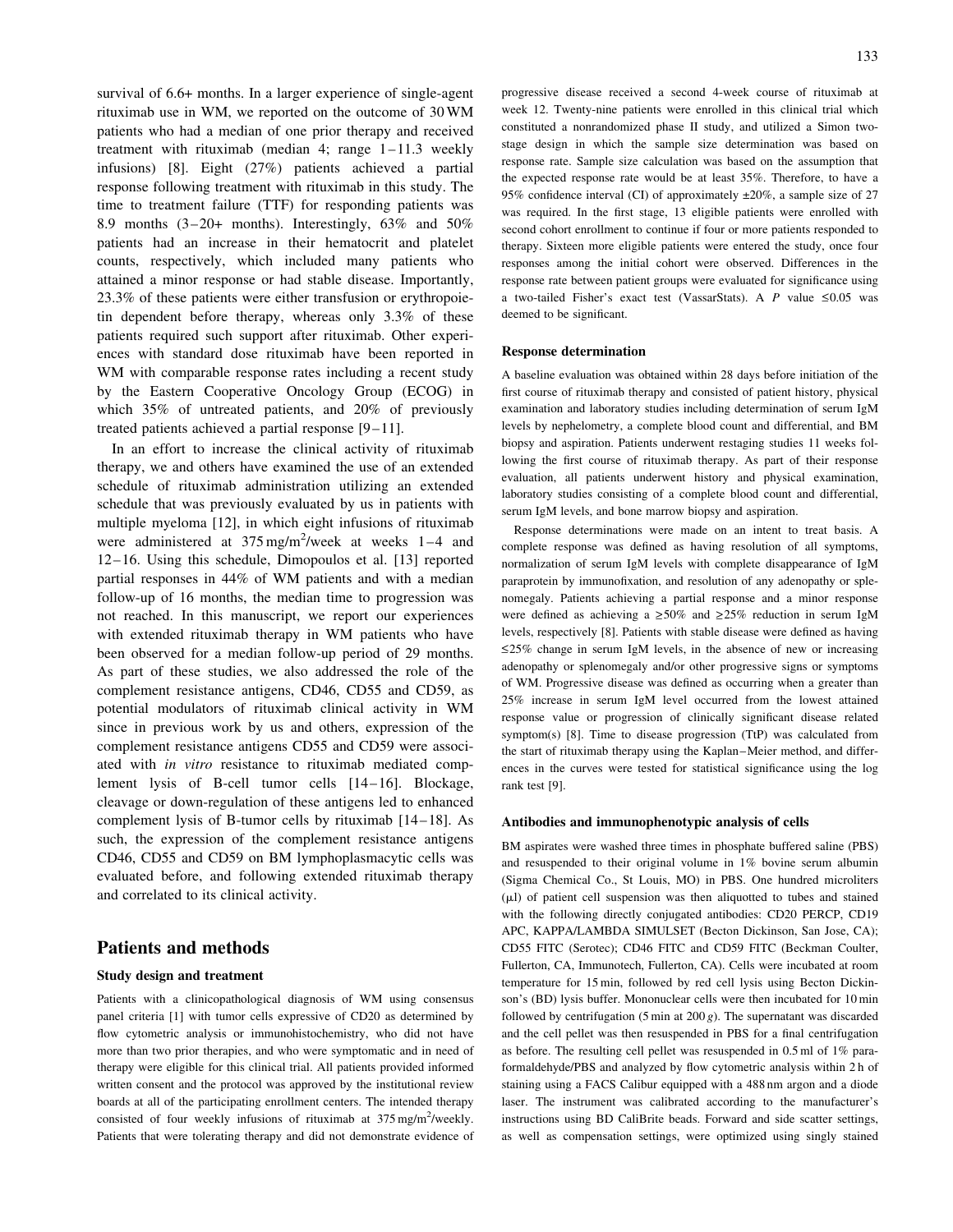survival of 6.6+ months. In a larger experience of single-agent rituximab use in WM, we reported on the outcome of 30 WM patients who had a median of one prior therapy and received treatment with rituximab (median 4; range 1–11.3 weekly infusions) [8]. Eight (27%) patients achieved a partial response following treatment with rituximab in this study. The time to treatment failure (TTF) for responding patients was 8.9 months (3–20+ months). Interestingly, 63% and 50% patients had an increase in their hematocrit and platelet counts, respectively, which included many patients who attained a minor response or had stable disease. Importantly, 23.3% of these patients were either transfusion or erythropoietin dependent before therapy, whereas only 3.3% of these patients required such support after rituximab. Other experiences with standard dose rituximab have been reported in WM with comparable response rates including a recent study by the Eastern Cooperative Oncology Group (ECOG) in which 35% of untreated patients, and 20% of previously treated patients achieved a partial response [9–11].

In an effort to increase the clinical activity of rituximab therapy, we and others have examined the use of an extended schedule of rituximab administration utilizing an extended schedule that was previously evaluated by us in patients with multiple myeloma [12], in which eight infusions of rituximab were administered at 375 mg/m$^2$/week at weeks 1–4 and 12–16. Using this schedule, Dimopoulos et al. [13] reported partial responses in 44% of WM patients and with a median follow-up of 16 months, the median time to progression was not reached. In this manuscript, we report our experiences with extended rituximab therapy in WM patients who have been observed for a median follow-up period of 29 months. As part of these studies, we also addressed the role of the complement resistance antigens, CD46, CD55 and CD59, as potential modulators of rituximab clinical activity in WM since in previous work by us and others, expression of the complement resistance antigens CD55 and CD59 were associated with *in vitro* resistance to rituximab mediated complement lysis of B-cell tumor cells [14–16]. Blockage, cleavage or down-regulation of these antigens led to enhanced complement lysis of B-tumor cells by rituximab [14–18]. As such, the expression of the complement resistance antigens CD46, CD55 and CD59 on BM lymphoplasmacytic cells was evaluated before, and following extended rituximab therapy and correlated to its clinical activity.

## Patients and methods

### Study design and treatment

Patients with a clinicopathological diagnosis of WM using consensus panel criteria [1] with tumor cells expressive of CD20 as determined by flow cytometric analysis or immunohistochemistry, who did not have more than two prior therapies, and who were symptomatic and in need of therapy were eligible for this clinical trial. All patients provided informed written consent and the protocol was approved by the institutional review boards at all of the participating enrollment centers. The intended therapy consisted of four weekly infusions of rituximab at 375 mg/m$^2$/weekly. Patients that were tolerating therapy and did not demonstrate evidence of progressive disease received a second 4-week course of rituximab at week 12. Twenty-nine patients were enrolled in this clinical trial which constituted a nonrandomized phase II study, and utilized a Simon two-stage design in which the sample size determination was based on response rate. Sample size calculation was based on the assumption that the expected response rate would be at least 35%. Therefore, to have a 95% confidence interval (CI) of approximately ±20%, a sample size of 27 was required. In the first stage, 13 eligible patients were enrolled with second cohort enrollment to continue if four or more patients responded to therapy. Sixteen more eligible patients were entered the study, once four responses among the initial cohort were observed. Differences in the response rate between patient groups were evaluated for significance using a two-tailed Fisher's exact test (VassarStats). A $P$ value ≤0.05 was deemed to be significant.

### Response determination

A baseline evaluation was obtained within 28 days before initiation of the first course of rituximab therapy and consisted of patient history, physical examination and laboratory studies including determination of serum IgM levels by nephelometry, a complete blood count and differential, and BM biopsy and aspiration. Patients underwent restaging studies 11 weeks following the first course of rituximab therapy. As part of their response evaluation, all patients underwent history and physical examination, laboratory studies consisting of a complete blood count and differential, serum IgM levels, and bone marrow biopsy and aspiration.

Response determinations were made on an intent to treat basis. A complete response was defined as having resolution of all symptoms, normalization of serum IgM levels with complete disappearance of IgM paraprotein by immunofixation, and resolution of any adenopathy or splenomegaly. Patients achieving a partial response and a minor response were defined as achieving a ≥50% and ≥25% reduction in serum IgM levels, respectively [8]. Patients with stable disease were defined as having ≤25% change in serum IgM levels, in the absence of new or increasing adenopathy or splenomegaly and/or other progressive signs or symptoms of WM. Progressive disease was defined as occurring when a greater than 25% increase in serum IgM level occurred from the lowest attained response value or progression of clinically significant disease related symptom(s) [8]. Time to disease progression (TtP) was calculated from the start of rituximab therapy using the Kaplan–Meier method, and differences in the curves were tested for statistical significance using the log rank test [9].

### Antibodies and immunophenotypic analysis of cells

BM aspirates were washed three times in phosphate buffered saline (PBS) and resuspended to their original volume in 1% bovine serum albumin (Sigma Chemical Co., St Louis, MO) in PBS. One hundred microliters (μl) of patient cell suspension was then aliquotted to tubes and stained with the following directly conjugated antibodies: CD20 PERCP, CD19 APC, KAPPA/LAMBDA SIMULSET (Becton Dickinson, San Jose, CA); CD55 FITC (Serotec); CD46 FITC and CD59 FITC (Beckman Coulter, Fullerton, CA, Immunotech, Fullerton, CA). Cells were incubated at room temperature for 15 min, followed by red cell lysis using Becton Dickinson's (BD) lysis buffer. Mononuclear cells were then incubated for 10 min followed by centrifugation (5 min at 200 *g*). The supernatant was discarded and the cell pellet was then resuspended in PBS for a final centrifugation as before. The resulting cell pellet was resuspended in 0.5 ml of 1% paraformaldehyde/PBS and analyzed by flow cytometric analysis within 2 h of staining using a FACS Calibur equipped with a 488 nm argon and a diode laser. The instrument was calibrated according to the manufacturer's instructions using BD CaliBrite beads. Forward and side scatter settings, as well as compensation settings, were optimized using singly stained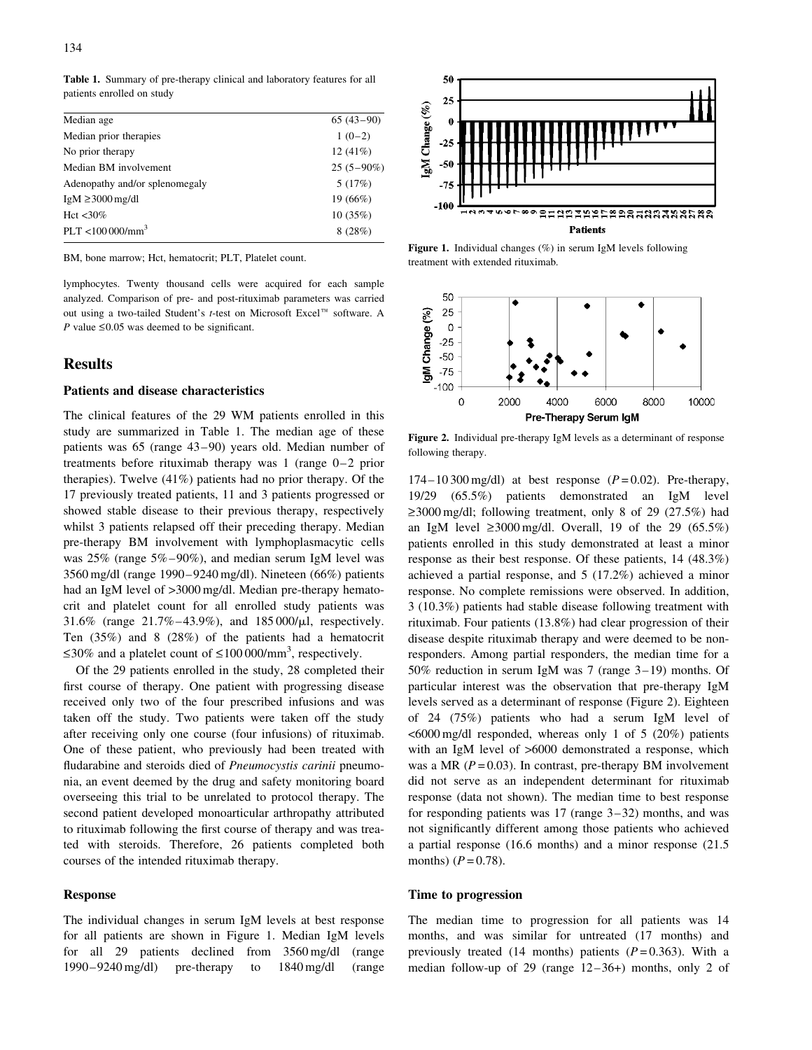**Table 1.** Summary of pre-therapy clinical and laboratory features for all patients enrolled on study

| | |
|---|---|
| Median age | 65 (43–90) |
| Median prior therapies | 1 (0–2) |
| No prior therapy | 12 (41%) |
| Median BM involvement | 25 (5–90%) |
| Adenopathy and/or splenomegaly | 5 (17%) |
| IgM ≥3000 mg/dl | 19 (66%) |
| Hct <30% | 10 (35%) |
| PLT <100 000/mm$^3$ | 8 (28%) |

BM, bone marrow; Hct, hematocrit; PLT, Platelet count.

lymphocytes. Twenty thousand cells were acquired for each sample analyzed. Comparison of pre- and post-rituximab parameters was carried out using a two-tailed Student's *t*-test on Microsoft Excel™ software. A *P* value ≤0.05 was deemed to be significant.

## Results

### Patients and disease characteristics

The clinical features of the 29 WM patients enrolled in this study are summarized in Table 1. The median age of these patients was 65 (range 43–90) years old. Median number of treatments before rituximab therapy was 1 (range 0–2 prior therapies). Twelve (41%) patients had no prior therapy. Of the 17 previously treated patients, 11 and 3 patients progressed or showed stable disease to their previous therapy, respectively whilst 3 patients relapsed off their preceding therapy. Median pre-therapy BM involvement with lymphoplasmacytic cells was 25% (range 5%–90%), and median serum IgM level was 3560 mg/dl (range 1990–9240 mg/dl). Nineteen (66%) patients had an IgM level of >3000 mg/dl. Median pre-therapy hematocrit and platelet count for all enrolled study patients was 31.6% (range 21.7%–43.9%), and 185 000/μl, respectively. Ten (35%) and 8 (28%) of the patients had a hematocrit ≤30% and a platelet count of ≤100 000/mm$^3$, respectively.

Of the 29 patients enrolled in the study, 28 completed their first course of therapy. One patient with progressing disease received only two of the four prescribed infusions and was taken off the study. Two patients were taken off the study after receiving only one course (four infusions) of rituximab. One of these patient, who previously had been treated with fludarabine and steroids died of *Pneumocystis carinii* pneumonia, an event deemed by the drug and safety monitoring board overseeing this trial to be unrelated to protocol therapy. The second patient developed monoarticular arthropathy attributed to rituximab following the first course of therapy and was treated with steroids. Therefore, 26 patients completed both courses of the intended rituximab therapy.

### Response

The individual changes in serum IgM levels at best response for all patients are shown in Figure 1. Median IgM levels for all 29 patients declined from 3560 mg/dl (range 1990–9240 mg/dl) pre-therapy to 1840 mg/dl (range 174–10 300 mg/dl) at best response ($P = 0.02$). Pre-therapy, 19/29 (65.5%) patients demonstrated an IgM level ≥3000 mg/dl; following treatment, only 8 of 29 (27.5%) had an IgM level ≥3000 mg/dl. Overall, 19 of the 29 (65.5%) patients enrolled in this study demonstrated at least a minor response as their best response. Of these patients, 14 (48.3%) achieved a partial response, and 5 (17.2%) achieved a minor response. No complete remissions were observed. In addition, 3 (10.3%) patients had stable disease following treatment with rituximab. Four patients (13.8%) had clear progression of their disease despite rituximab therapy and were deemed to be non-responders. Among partial responders, the median time for a 50% reduction in serum IgM was 7 (range 3–19) months. Of particular interest was the observation that pre-therapy IgM levels served as a determinant of response (Figure 2). Eighteen of 24 (75%) patients who had a serum IgM level of <6000 mg/dl responded, whereas only 1 of 5 (20%) patients with an IgM level of >6000 demonstrated a response, which was a MR ($P = 0.03$). In contrast, pre-therapy BM involvement did not serve as an independent determinant for rituximab response (data not shown). The median time to best response for responding patients was 17 (range 3–32) months, and was not significantly different among those patients who achieved a partial response (16.6 months) and a minor response (21.5 months) ($P = 0.78$).

**Figure 1.** Individual changes (%) in serum IgM levels following treatment with extended rituximab.

**Figure 2.** Individual pre-therapy IgM levels as a determinant of response following therapy.

### Time to progression

The median time to progression for all patients was 14 months, and was similar for untreated (17 months) and previously treated (14 months) patients ($P = 0.363$). With a median follow-up of 29 (range 12–36+) months, only 2 of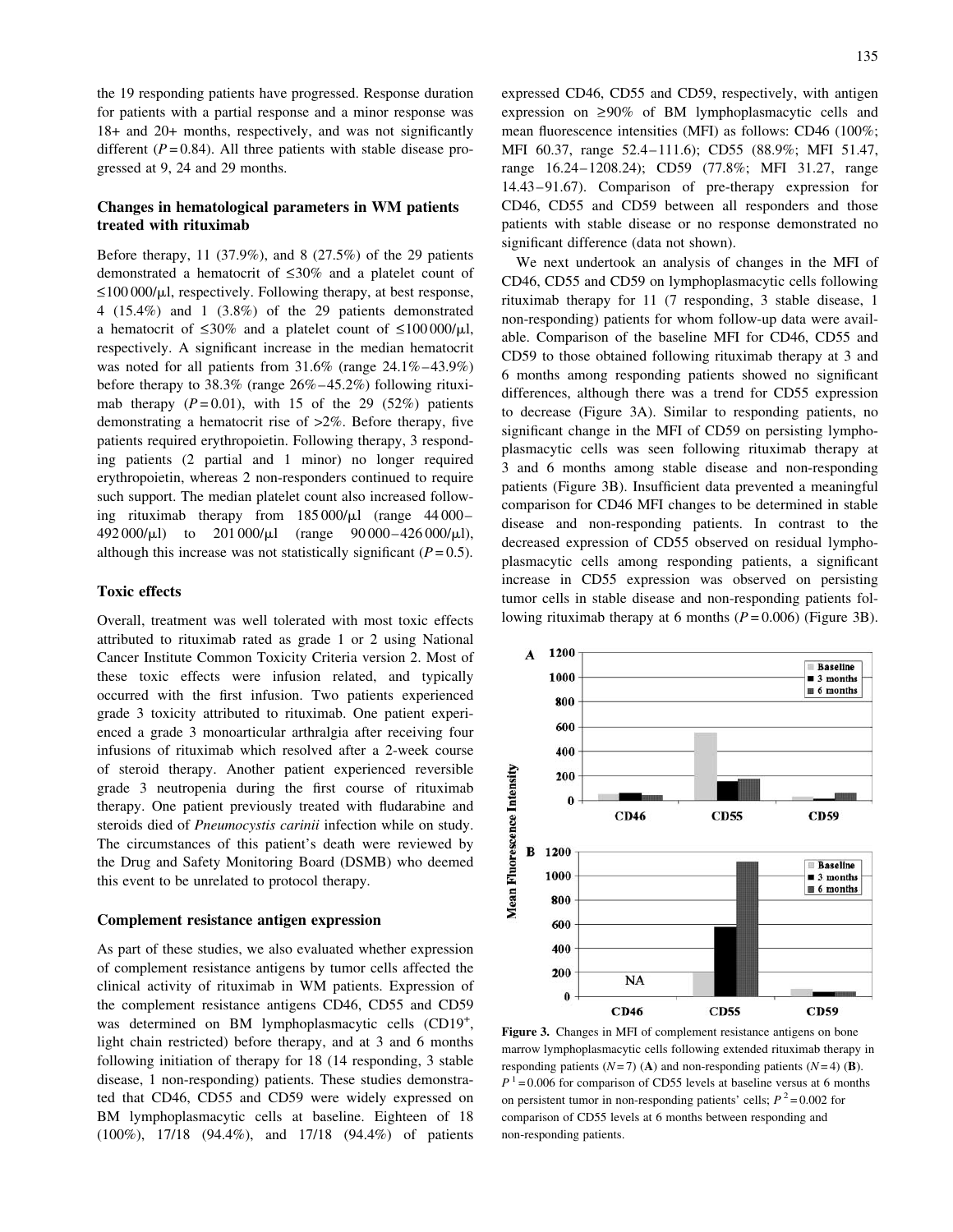the 19 responding patients have progressed. Response duration for patients with a partial response and a minor response was 18+ and 20+ months, respectively, and was not significantly different ($P = 0.84$). All three patients with stable disease progressed at 9, 24 and 29 months.

### Changes in hematological parameters in WM patients treated with rituximab

Before therapy, 11 (37.9%), and 8 (27.5%) of the 29 patients demonstrated a hematocrit of ≤30% and a platelet count of ≤100 000/μl, respectively. Following therapy, at best response, 4 (15.4%) and 1 (3.8%) of the 29 patients demonstrated a hematocrit of ≤30% and a platelet count of ≤100 000/μl, respectively. A significant increase in the median hematocrit was noted for all patients from 31.6% (range 24.1%–43.9%) before therapy to 38.3% (range 26%–45.2%) following rituximab therapy ($P = 0.01$), with 15 of the 29 (52%) patients demonstrating a hematocrit rise of >2%. Before therapy, five patients required erythropoietin. Following therapy, 3 responding patients (2 partial and 1 minor) no longer required erythropoietin, whereas 2 non-responders continued to require such support. The median platelet count also increased following rituximab therapy from 185 000/μl (range 44 000–492 000/μl) to 201 000/μl (range 90 000–426 000/μl), although this increase was not statistically significant ($P = 0.5$).

### Toxic effects

Overall, treatment was well tolerated with most toxic effects attributed to rituximab rated as grade 1 or 2 using National Cancer Institute Common Toxicity Criteria version 2. Most of these toxic effects were infusion related, and typically occurred with the first infusion. Two patients experienced grade 3 toxicity attributed to rituximab. One patient experienced a grade 3 monoarticular arthralgia after receiving four infusions of rituximab which resolved after a 2-week course of steroid therapy. Another patient experienced reversible grade 3 neutropenia during the first course of rituximab therapy. One patient previously treated with fludarabine and steroids died of *Pneumocystis carinii* infection while on study. The circumstances of this patient's death were reviewed by the Drug and Safety Monitoring Board (DSMB) who deemed this event to be unrelated to protocol therapy.

### Complement resistance antigen expression

As part of these studies, we also evaluated whether expression of complement resistance antigens by tumor cells affected the clinical activity of rituximab in WM patients. Expression of the complement resistance antigens CD46, CD55 and CD59 was determined on BM lymphoplasmacytic cells ($CD19^+$, light chain restricted) before therapy, and at 3 and 6 months following initiation of therapy for 18 (14 responding, 3 stable disease, 1 non-responding) patients. These studies demonstrated that CD46, CD55 and CD59 were widely expressed on BM lymphoplasmacytic cells at baseline. Eighteen of 18 (100%), 17/18 (94.4%), and 17/18 (94.4%) of patients expressed CD46, CD55 and CD59, respectively, with antigen expression on ≥90% of BM lymphoplasmacytic cells and mean fluorescence intensities (MFI) as follows: CD46 (100%; MFI 60.37, range 52.4–111.6); CD55 (88.9%; MFI 51.47, range 16.24–1208.24); CD59 (77.8%; MFI 31.27, range 14.43–91.67). Comparison of pre-therapy expression for CD46, CD55 and CD59 between all responders and those patients with stable disease or no response demonstrated no significant difference (data not shown).

We next undertook an analysis of changes in the MFI of CD46, CD55 and CD59 on lymphoplasmacytic cells following rituximab therapy for 11 (7 responding, 3 stable disease, 1 non-responding) patients for whom follow-up data were available. Comparison of the baseline MFI for CD46, CD55 and CD59 to those obtained following rituximab therapy at 3 and 6 months among responding patients showed no significant differences, although there was a trend for CD55 expression to decrease (Figure 3A). Similar to responding patients, no significant change in the MFI of CD59 on persisting lymphoplasmacytic cells was seen following rituximab therapy at 3 and 6 months among stable disease and non-responding patients (Figure 3B). Insufficient data prevented a meaningful comparison for CD46 MFI changes to be determined in stable disease and non-responding patients. In contrast to the decreased expression of CD55 observed on residual lymphoplasmacytic cells among responding patients, a significant increase in CD55 expression was observed on persisting tumor cells in stable disease and non-responding patients following rituximab therapy at 6 months ($P = 0.006$) (Figure 3B).

**Figure 3.** Changes in MFI of complement resistance antigens on bone marrow lymphoplasmacytic cells following extended rituximab therapy in responding patients ($N = 7$) (**A**) and non-responding patients ($N = 4$) (**B**). $P^1 = 0.006$ for comparison of CD55 levels at baseline versus at 6 months on persistent tumor in non-responding patients' cells; $P^2 = 0.002$ for comparison of CD55 levels at 6 months between responding and non-responding patients.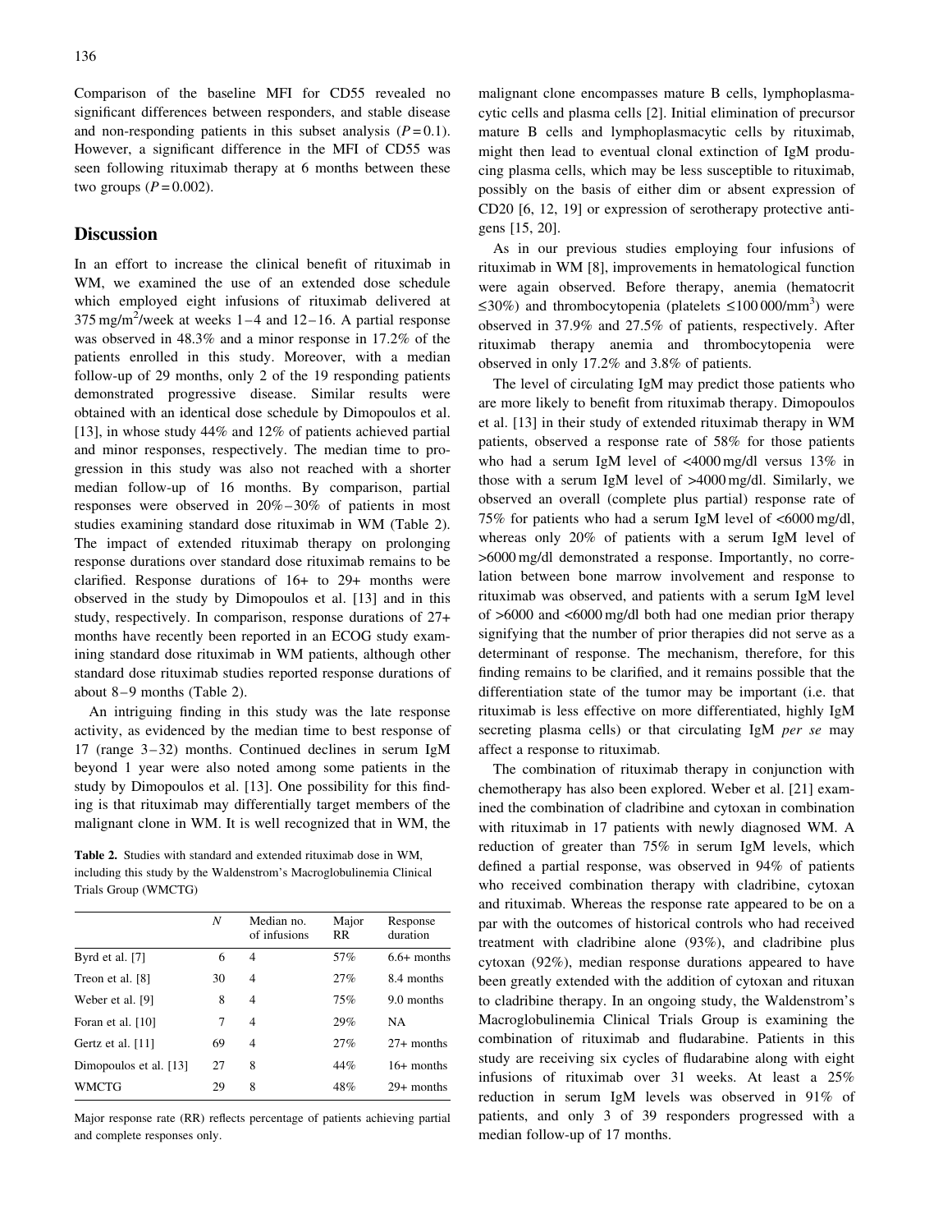Comparison of the baseline MFI for CD55 revealed no significant differences between responders, and stable disease and non-responding patients in this subset analysis ($P = 0.1$). However, a significant difference in the MFI of CD55 was seen following rituximab therapy at 6 months between these two groups ($P = 0.002$).

## Discussion

In an effort to increase the clinical benefit of rituximab in WM, we examined the use of an extended dose schedule which employed eight infusions of rituximab delivered at 375 mg/m$^2$/week at weeks 1–4 and 12–16. A partial response was observed in 48.3% and a minor response in 17.2% of the patients enrolled in this study. Moreover, with a median follow-up of 29 months, only 2 of the 19 responding patients demonstrated progressive disease. Similar results were obtained with an identical dose schedule by Dimopoulos et al. [13], in whose study 44% and 12% of patients achieved partial and minor responses, respectively. The median time to progression in this study was also not reached with a shorter median follow-up of 16 months. By comparison, partial responses were observed in 20%–30% of patients in most studies examining standard dose rituximab in WM (Table 2). The impact of extended rituximab therapy on prolonging response durations over standard dose rituximab remains to be clarified. Response durations of 16+ to 29+ months were observed in the study by Dimopoulos et al. [13] and in this study, respectively. In comparison, response durations of 27+ months have recently been reported in an ECOG study examining standard dose rituximab in WM patients, although other standard dose rituximab studies reported response durations of about 8–9 months (Table 2).

An intriguing finding in this study was the late response activity, as evidenced by the median time to best response of 17 (range 3–32) months. Continued declines in serum IgM beyond 1 year were also noted among some patients in the study by Dimopoulos et al. [13]. One possibility for this finding is that rituximab may differentially target members of the malignant clone in WM. It is well recognized that in WM, the malignant clone encompasses mature B cells, lymphoplasmacytic cells and plasma cells [2]. Initial elimination of precursor mature B cells and lymphoplasmacytic cells by rituximab, might then lead to eventual clonal extinction of IgM producing plasma cells, which may be less susceptible to rituximab, possibly on the basis of either dim or absent expression of CD20 [6, 12, 19] or expression of serotherapy protective antigens [15, 20].

**Table 2.** Studies with standard and extended rituximab dose in WM, including this study by the Waldenstrom's Macroglobulinemia Clinical Trials Group (WMCTG)

| | $N$ | Median no. of infusions | Major RR | Response duration |
|---|---|---|---|---|
| Byrd et al. [7] | 6 | 4 | 57% | 6.6+ months |
| Treon et al. [8] | 30 | 4 | 27% | 8.4 months |
| Weber et al. [9] | 8 | 4 | 75% | 9.0 months |
| Foran et al. [10] | 7 | 4 | 29% | NA |
| Gertz et al. [11] | 69 | 4 | 27% | 27+ months |
| Dimopoulos et al. [13] | 27 | 8 | 44% | 16+ months |
| WMCTG | 29 | 8 | 48% | 29+ months |

Major response rate (RR) reflects percentage of patients achieving partial and complete responses only.

As in our previous studies employing four infusions of rituximab in WM [8], improvements in hematological function were again observed. Before therapy, anemia (hematocrit ≤30%) and thrombocytopenia (platelets ≤100 000/mm$^3$) were observed in 37.9% and 27.5% of patients, respectively. After rituximab therapy anemia and thrombocytopenia were observed in only 17.2% and 3.8% of patients.

The level of circulating IgM may predict those patients who are more likely to benefit from rituximab therapy. Dimopoulos et al. [13] in their study of extended rituximab therapy in WM patients, observed a response rate of 58% for those patients who had a serum IgM level of <4000 mg/dl versus 13% in those with a serum IgM level of >4000 mg/dl. Similarly, we observed an overall (complete plus partial) response rate of 75% for patients who had a serum IgM level of <6000 mg/dl, whereas only 20% of patients with a serum IgM level of >6000 mg/dl demonstrated a response. Importantly, no correlation between bone marrow involvement and response to rituximab was observed, and patients with a serum IgM level of >6000 and <6000 mg/dl both had one median prior therapy signifying that the number of prior therapies did not serve as a determinant of response. The mechanism, therefore, for this finding remains to be clarified, and it remains possible that the differentiation state of the tumor may be important (i.e. that rituximab is less effective on more differentiated, highly IgM secreting plasma cells) or that circulating IgM *per se* may affect a response to rituximab.

The combination of rituximab therapy in conjunction with chemotherapy has also been explored. Weber et al. [21] examined the combination of cladribine and cytoxan in combination with rituximab in 17 patients with newly diagnosed WM. A reduction of greater than 75% in serum IgM levels, which defined a partial response, was observed in 94% of patients who received combination therapy with cladribine, cytoxan and rituximab. Whereas the response rate appeared to be on a par with the outcomes of historical controls who had received treatment with cladribine alone (93%), and cladribine plus cytoxan (92%), median response durations appeared to have been greatly extended with the addition of cytoxan and rituxan to cladribine therapy. In an ongoing study, the Waldenstrom's Macroglobulinemia Clinical Trials Group is examining the combination of rituximab and fludarabine. Patients in this study are receiving six cycles of fludarabine along with eight infusions of rituximab over 31 weeks. At least a 25% reduction in serum IgM levels was observed in 91% of patients, and only 3 of 39 responders progressed with a median follow-up of 17 months.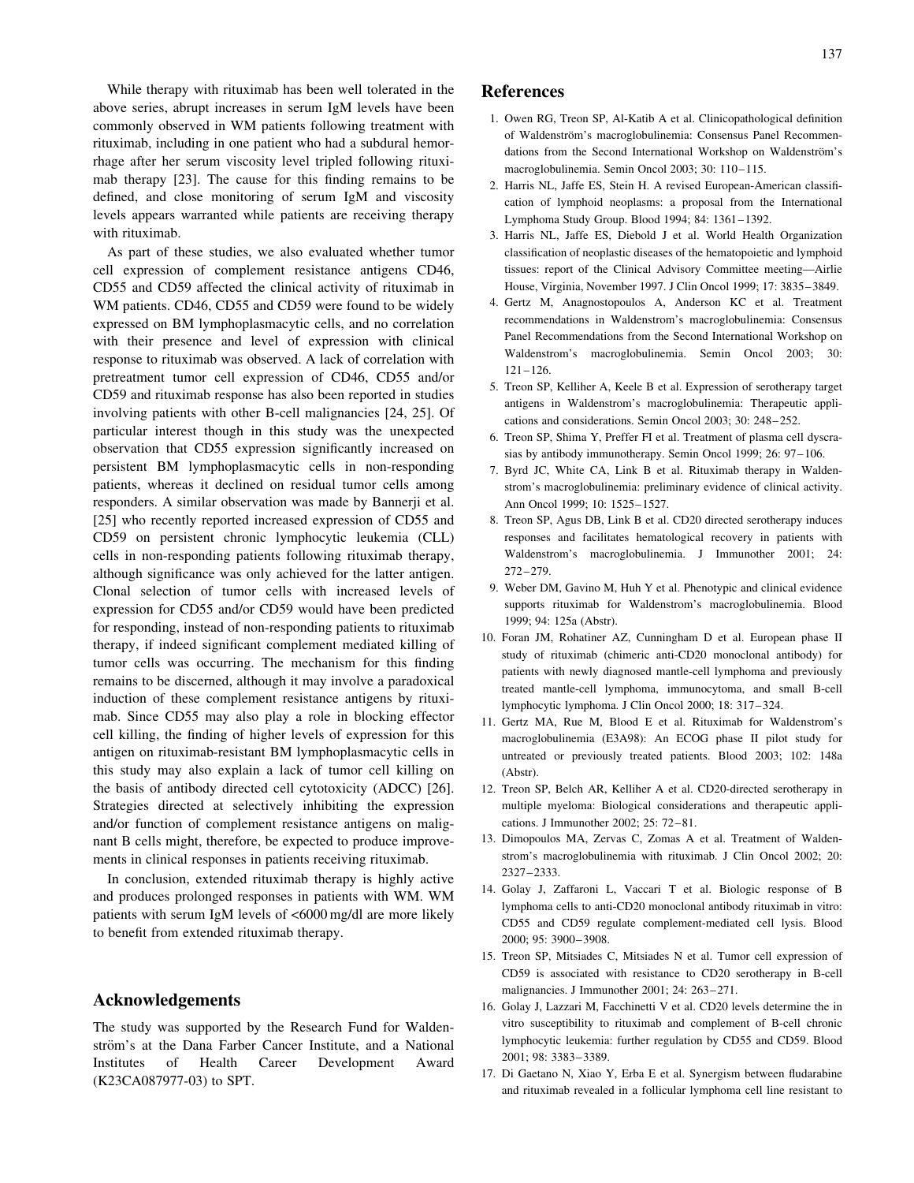While therapy with rituximab has been well tolerated in the above series, abrupt increases in serum IgM levels have been commonly observed in WM patients following treatment with rituximab, including in one patient who had a subdural hemorrhage after her serum viscosity level tripled following rituximab therapy [23]. The cause for this finding remains to be defined, and close monitoring of serum IgM and viscosity levels appears warranted while patients are receiving therapy with rituximab.

As part of these studies, we also evaluated whether tumor cell expression of complement resistance antigens CD46, CD55 and CD59 affected the clinical activity of rituximab in WM patients. CD46, CD55 and CD59 were found to be widely expressed on BM lymphoplasmacytic cells, and no correlation with their presence and level of expression with clinical response to rituximab was observed. A lack of correlation with pretreatment tumor cell expression of CD46, CD55 and/or CD59 and rituximab response has also been reported in studies involving patients with other B-cell malignancies [24, 25]. Of particular interest though in this study was the unexpected observation that CD55 expression significantly increased on persistent BM lymphoplasmacytic cells in non-responding patients, whereas it declined on residual tumor cells among responders. A similar observation was made by Bannerji et al. [25] who recently reported increased expression of CD55 and CD59 on persistent chronic lymphocytic leukemia (CLL) cells in non-responding patients following rituximab therapy, although significance was only achieved for the latter antigen. Clonal selection of tumor cells with increased levels of expression for CD55 and/or CD59 would have been predicted for responding, instead of non-responding patients to rituximab therapy, if indeed significant complement mediated killing of tumor cells was occurring. The mechanism for this finding remains to be discerned, although it may involve a paradoxical induction of these complement resistance antigens by rituximab. Since CD55 may also play a role in blocking effector cell killing, the finding of higher levels of expression for this antigen on rituximab-resistant BM lymphoplasmacytic cells in this study may also explain a lack of tumor cell killing on the basis of antibody directed cell cytotoxicity (ADCC) [26]. Strategies directed at selectively inhibiting the expression and/or function of complement resistance antigens on malignant B cells might, therefore, be expected to produce improvements in clinical responses in patients receiving rituximab.

In conclusion, extended rituximab therapy is highly active and produces prolonged responses in patients with WM. WM patients with serum IgM levels of <6000 mg/dl are more likely to benefit from extended rituximab therapy.

## Acknowledgements

The study was supported by the Research Fund for Waldenström's at the Dana Farber Cancer Institute, and a National Institutes of Health Career Development Award (K23CA087977-03) to SPT.

## References

1. Owen RG, Treon SP, Al-Katib A et al. Clinicopathological definition of Waldenström's macroglobulinemia: Consensus Panel Recommendations from the Second International Workshop on Waldenström's macroglobulinemia. Semin Oncol 2003; 30: 110–115.
2. Harris NL, Jaffe ES, Stein H. A revised European-American classification of lymphoid neoplasms: a proposal from the International Lymphoma Study Group. Blood 1994; 84: 1361–1392.
3. Harris NL, Jaffe ES, Diebold J et al. World Health Organization classification of neoplastic diseases of the hematopoietic and lymphoid tissues: report of the Clinical Advisory Committee meeting—Airlie House, Virginia, November 1997. J Clin Oncol 1999; 17: 3835–3849.
4. Gertz M, Anagnostopoulos A, Anderson KC et al. Treatment recommendations in Waldenstrom's macroglobulinemia: Consensus Panel Recommendations from the Second International Workshop on Waldenstrom's macroglobulinemia. Semin Oncol 2003; 30: 121–126.
5. Treon SP, Kelliher A, Keele B et al. Expression of serotherapy target antigens in Waldenstrom's macroglobulinemia: Therapeutic applications and considerations. Semin Oncol 2003; 30: 248–252.
6. Treon SP, Shima Y, Preffer FI et al. Treatment of plasma cell dyscrasias by antibody immunotherapy. Semin Oncol 1999; 26: 97–106.
7. Byrd JC, White CA, Link B et al. Rituximab therapy in Waldenstrom's macroglobulinemia: preliminary evidence of clinical activity. Ann Oncol 1999; 10: 1525–1527.
8. Treon SP, Agus DB, Link B et al. CD20 directed serotherapy induces responses and facilitates hematological recovery in patients with Waldenstrom's macroglobulinemia. J Immunother 2001; 24: 272–279.
9. Weber DM, Gavino M, Huh Y et al. Phenotypic and clinical evidence supports rituximab for Waldenstrom's macroglobulinemia. Blood 1999; 94: 125a (Abstr).
10. Foran JM, Rohatiner AZ, Cunningham D et al. European phase II study of rituximab (chimeric anti-CD20 monoclonal antibody) for patients with newly diagnosed mantle-cell lymphoma and previously treated mantle-cell lymphoma, immunocytoma, and small B-cell lymphocytic lymphoma. J Clin Oncol 2000; 18: 317–324.
11. Gertz MA, Rue M, Blood E et al. Rituximab for Waldenstrom's macroglobulinemia (E3A98): An ECOG phase II pilot study for untreated or previously treated patients. Blood 2003; 102: 148a (Abstr).
12. Treon SP, Belch AR, Kelliher A et al. CD20-directed serotherapy in multiple myeloma: Biological considerations and therapeutic applications. J Immunother 2002; 25: 72–81.
13. Dimopoulos MA, Zervas C, Zomas A et al. Treatment of Waldenstrom's macroglobulinemia with rituximab. J Clin Oncol 2002; 20: 2327–2333.
14. Golay J, Zaffaroni L, Vaccari T et al. Biologic response of B lymphoma cells to anti-CD20 monoclonal antibody rituximab in vitro: CD55 and CD59 regulate complement-mediated cell lysis. Blood 2000; 95: 3900–3908.
15. Treon SP, Mitsiades C, Mitsiades N et al. Tumor cell expression of CD59 is associated with resistance to CD20 serotherapy in B-cell malignancies. J Immunother 2001; 24: 263–271.
16. Golay J, Lazzari M, Facchinetti V et al. CD20 levels determine the in vitro susceptibility to rituximab and complement of B-cell chronic lymphocytic leukemia: further regulation by CD55 and CD59. Blood 2001; 98: 3383–3389.
17. Di Gaetano N, Xiao Y, Erba E et al. Synergism between fludarabine and rituximab revealed in a follicular lymphoma cell line resistant to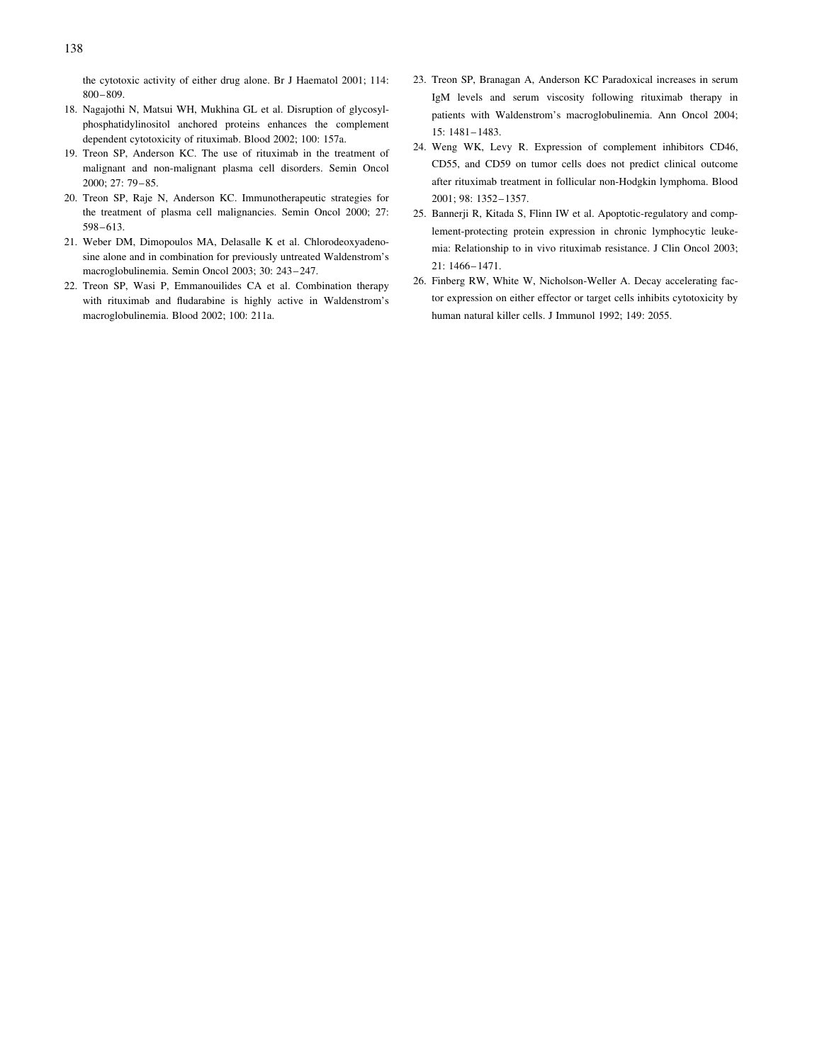the cytotoxic activity of either drug alone. Br J Haematol 2001; 114: 800–809.

18. Nagajothi N, Matsui WH, Mukhina GL et al. Disruption of glycosylphosphatidylinositol anchored proteins enhances the complement dependent cytotoxicity of rituximab. Blood 2002; 100: 157a.
19. Treon SP, Anderson KC. The use of rituximab in the treatment of malignant and non-malignant plasma cell disorders. Semin Oncol 2000; 27: 79–85.
20. Treon SP, Raje N, Anderson KC. Immunotherapeutic strategies for the treatment of plasma cell malignancies. Semin Oncol 2000; 27: 598–613.
21. Weber DM, Dimopoulos MA, Delasalle K et al. Chlorodeoxyadenosine alone and in combination for previously untreated Waldenstrom's macroglobulinemia. Semin Oncol 2003; 30: 243–247.
22. Treon SP, Wasi P, Emmanouilides CA et al. Combination therapy with rituximab and fludarabine is highly active in Waldenstrom's macroglobulinemia. Blood 2002; 100: 211a.
23. Treon SP, Branagan A, Anderson KC Paradoxical increases in serum IgM levels and serum viscosity following rituximab therapy in patients with Waldenstrom's macroglobulinemia. Ann Oncol 2004; 15: 1481–1483.
24. Weng WK, Levy R. Expression of complement inhibitors CD46, CD55, and CD59 on tumor cells does not predict clinical outcome after rituximab treatment in follicular non-Hodgkin lymphoma. Blood 2001; 98: 1352–1357.
25. Bannerji R, Kitada S, Flinn IW et al. Apoptotic-regulatory and complement-protecting protein expression in chronic lymphocytic leukemia: Relationship to in vivo rituximab resistance. J Clin Oncol 2003; 21: 1466–1471.
26. Finberg RW, White W, Nicholson-Weller A. Decay accelerating factor expression on either effector or target cells inhibits cytotoxicity by human natural killer cells. J Immunol 1992; 149: 2055.